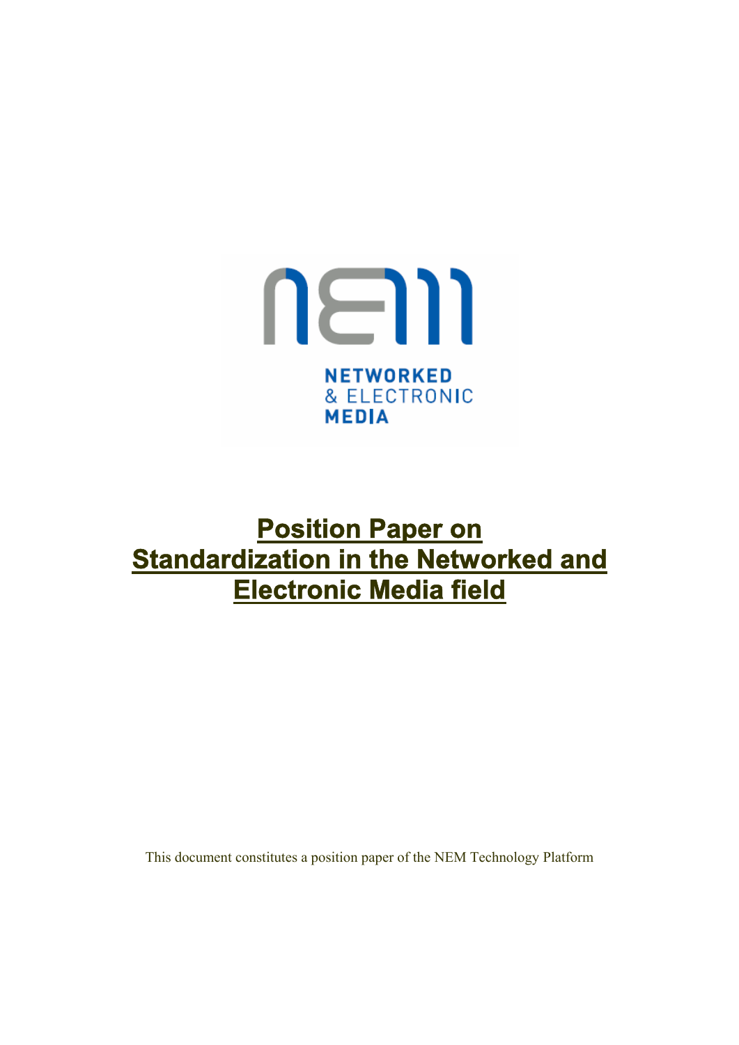NETWORKED
& ELECTRONIC
MEDIA

# Position Paper on Standardization in the Networked and Electronic Media field

This document constitutes a position paper of the NEM Technology Platform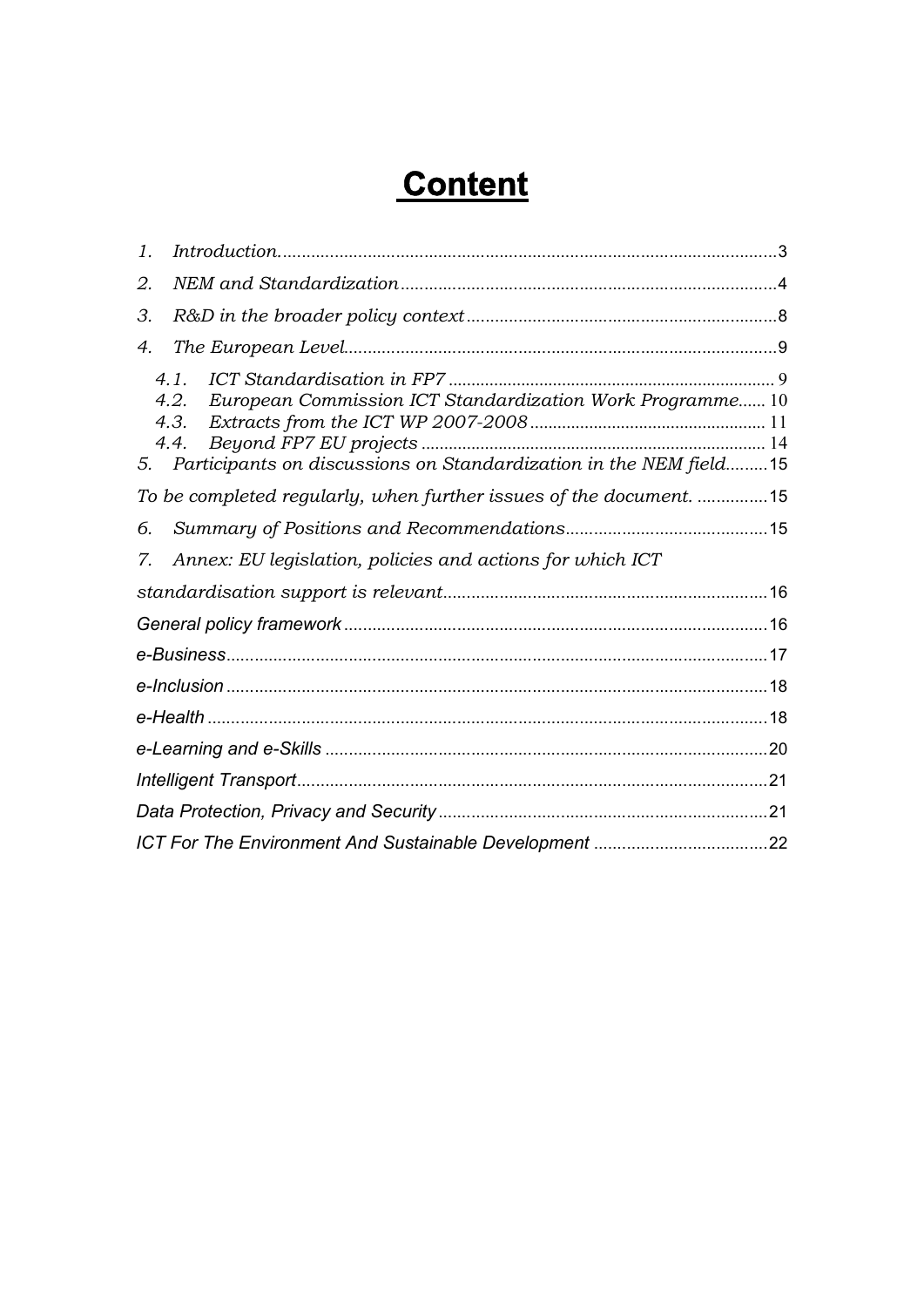# Content

1. *Introduction*............................................................................................3
2. *NEM and Standardization*..................................................................4
3. *R&D in the broader policy context*....................................................8
4. *The European Level*...............................................................................9
   - 4.1. *ICT Standardisation in FP7* ....................................................... 9
   - 4.2. *European Commission ICT Standardization Work Programme*...... 10
   - 4.3. *Extracts from the ICT WP 2007-2008*..................................... 11
   - 4.4. *Beyond FP7 EU projects* .......................................................... 14
5. *Participants on discussions on Standardization in the NEM field*.........15

*To be completed regularly, when further issues of the document.* ...............15

6. *Summary of Positions and Recommendations*..........................................15
7. *Annex: EU legislation, policies and actions for which ICT standardisation support is relevant*...........................................................16

*General policy framework*............................................................................16

*e-Business*....................................................................................................17

*e-Inclusion*....................................................................................................18

*e-Health*........................................................................................................18

*e-Learning and e-Skills*................................................................................20

*Intelligent Transport*.....................................................................................21

*Data Protection, Privacy and Security*.........................................................21

*ICT For The Environment And Sustainable Development*............................22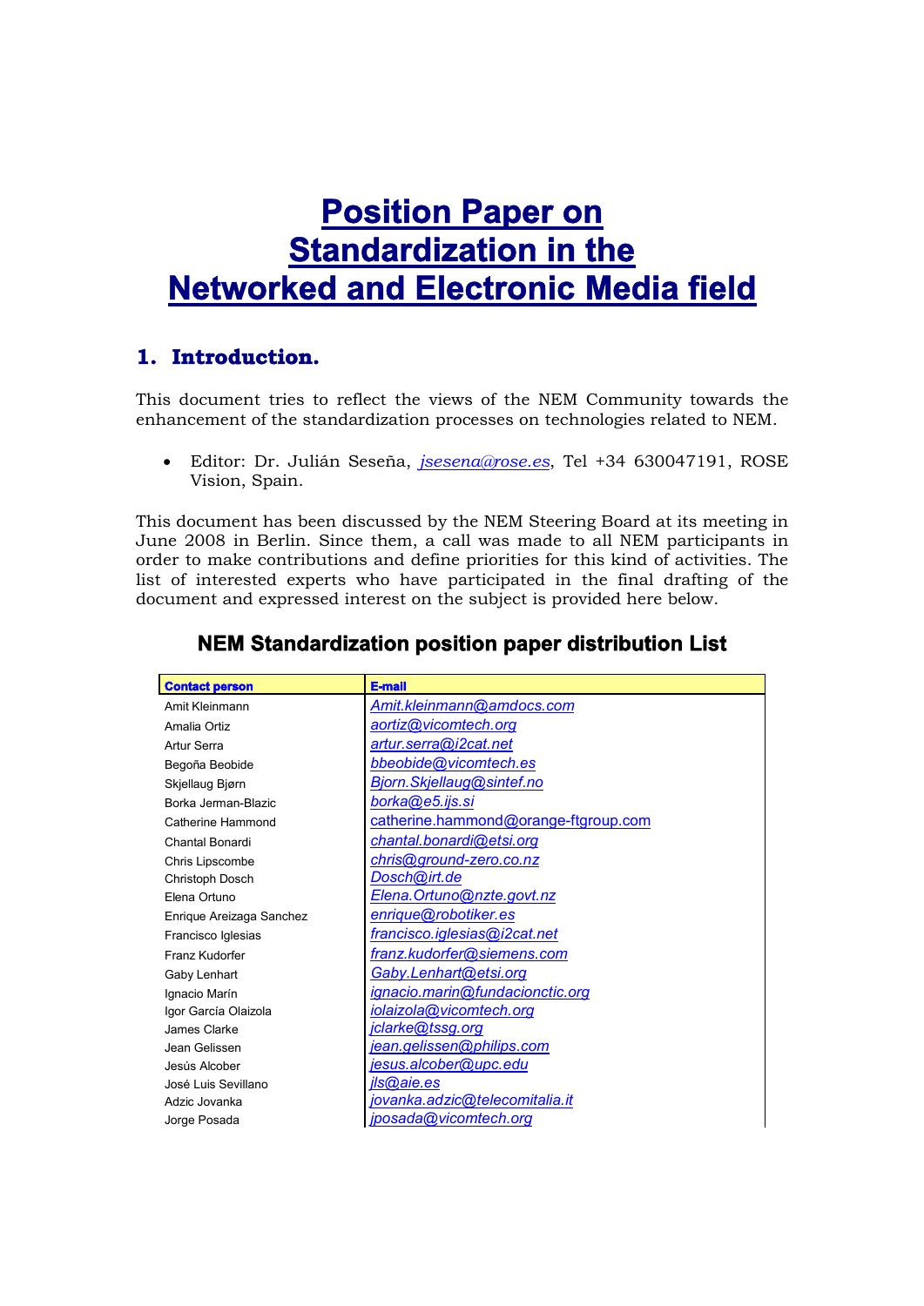# Position Paper on Standardization in the Networked and Electronic Media field

## 1. Introduction.

This document tries to reflect the views of the NEM Community towards the enhancement of the standardization processes on technologies related to NEM.

- Editor: Dr. Julián Seseña, *jsesena@rose.es*, Tel +34 630047191, ROSE Vision, Spain.

This document has been discussed by the NEM Steering Board at its meeting in June 2008 in Berlin. Since them, a call was made to all NEM participants in order to make contributions and define priorities for this kind of activities. The list of interested experts who have participated in the final drafting of the document and expressed interest on the subject is provided here below.

### NEM Standardization position paper distribution List

| Contact person | E-mail |
|---|---|
| Amit Kleinmann | *Amit.kleinmann@amdocs.com* |
| Amalia Ortiz | *aortiz@vicomtech.org* |
| Artur Serra | *artur.serra@i2cat.net* |
| Begoña Beobide | *bbeobide@vicomtech.es* |
| Skjellaug Bjørn | *Bjorn.Skjellaug@sintef.no* |
| Borka Jerman-Blazic | *borka@e5.ijs.si* |
| Catherine Hammond | *catherine.hammond@orange-ftgroup.com* |
| Chantal Bonardi | *chantal.bonardi@etsi.org* |
| Chris Lipscombe | *chris@ground-zero.co.nz* |
| Christoph Dosch | *Dosch@irt.de* |
| Elena Ortuno | *Elena.Ortuno@nzte.govt.nz* |
| Enrique Areizaga Sanchez | *enrique@robotiker.es* |
| Francisco Iglesias | *francisco.iglesias@i2cat.net* |
| Franz Kudorfer | *franz.kudorfer@siemens.com* |
| Gaby Lenhart | *Gaby.Lenhart@etsi.org* |
| Ignacio Marín | *ignacio.marin@fundacionctic.org* |
| Igor García Olaizola | *iolaizola@vicomtech.org* |
| James Clarke | *jclarke@tssg.org* |
| Jean Gelissen | *jean.gelissen@philips.com* |
| Jesús Alcober | *jesus.alcober@upc.edu* |
| José Luis Sevillano | *jls@aie.es* |
| Adzic Jovanka | *jovanka.adzic@telecomitalia.it* |
| Jorge Posada | *jposada@vicomtech.org* |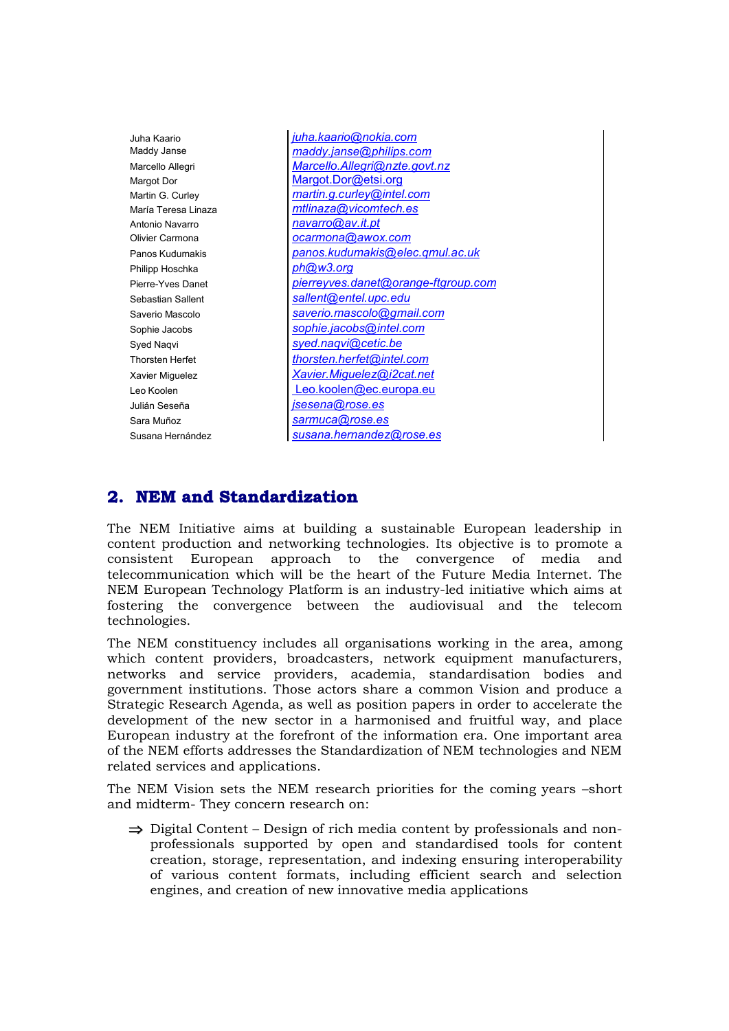| | |
|---|---|
| Juha Kaario | juha.kaario@nokia.com |
| Maddy Janse | maddy.janse@philips.com |
| Marcello Allegri | Marcello.Allegri@nzte.govt.nz |
| Margot Dor | Margot.Dor@etsi.org |
| Martin G. Curley | martin.g.curley@intel.com |
| María Teresa Linaza | mtlinaza@vicomtech.es |
| Antonio Navarro | navarro@av.it.pt |
| Olivier Carmona | ocarmona@awox.com |
| Panos Kudumakis | panos.kudumakis@elec.qmul.ac.uk |
| Philipp Hoschka | ph@w3.org |
| Pierre-Yves Danet | pierreyves.danet@orange-ftgroup.com |
| Sebastian Sallent | sallent@entel.upc.edu |
| Saverio Mascolo | saverio.mascolo@gmail.com |
| Sophie Jacobs | sophie.jacobs@intel.com |
| Syed Naqvi | syed.naqvi@cetic.be |
| Thorsten Herfet | thorsten.herfet@intel.com |
| Xavier Miguelez | Xavier.Miguelez@i2cat.net |
| Leo Koolen | Leo.koolen@ec.europa.eu |
| Julián Seseña | jsesena@rose.es |
| Sara Muñoz | sarmuca@rose.es |
| Susana Hernández | susana.hernandez@rose.es |

## 2. NEM and Standardization

The NEM Initiative aims at building a sustainable European leadership in content production and networking technologies. Its objective is to promote a consistent European approach to the convergence of media and telecommunication which will be the heart of the Future Media Internet. The NEM European Technology Platform is an industry-led initiative which aims at fostering the convergence between the audiovisual and the telecom technologies.

The NEM constituency includes all organisations working in the area, among which content providers, broadcasters, network equipment manufacturers, networks and service providers, academia, standardisation bodies and government institutions. Those actors share a common Vision and produce a Strategic Research Agenda, as well as position papers in order to accelerate the development of the new sector in a harmonised and fruitful way, and place European industry at the forefront of the information era. One important area of the NEM efforts addresses the Standardization of NEM technologies and NEM related services and applications.

The NEM Vision sets the NEM research priorities for the coming years –short and midterm- They concern research on:

⇒ Digital Content – Design of rich media content by professionals and non-professionals supported by open and standardised tools for content creation, storage, representation, and indexing ensuring interoperability of various content formats, including efficient search and selection engines, and creation of new innovative media applications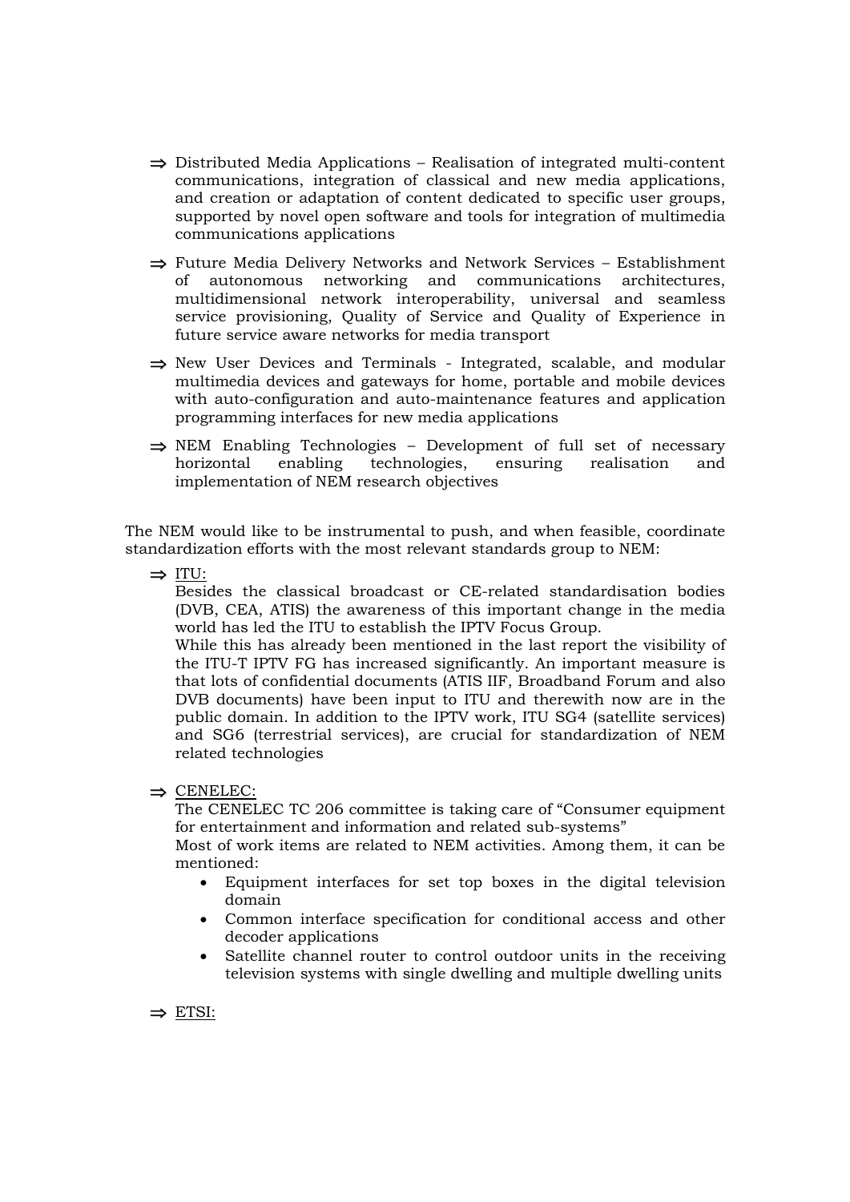- ⇒ Distributed Media Applications – Realisation of integrated multi-content communications, integration of classical and new media applications, and creation or adaptation of content dedicated to specific user groups, supported by novel open software and tools for integration of multimedia communications applications

- ⇒ Future Media Delivery Networks and Network Services – Establishment of autonomous networking and communications architectures, multidimensional network interoperability, universal and seamless service provisioning, Quality of Service and Quality of Experience in future service aware networks for media transport

- ⇒ New User Devices and Terminals - Integrated, scalable, and modular multimedia devices and gateways for home, portable and mobile devices with auto-configuration and auto-maintenance features and application programming interfaces for new media applications

- ⇒ NEM Enabling Technologies – Development of full set of necessary horizontal enabling technologies, ensuring realisation and implementation of NEM research objectives

The NEM would like to be instrumental to push, and when feasible, coordinate standardization efforts with the most relevant standards group to NEM:

- ⇒ ITU:

  Besides the classical broadcast or CE-related standardisation bodies (DVB, CEA, ATIS) the awareness of this important change in the media world has led the ITU to establish the IPTV Focus Group.

  While this has already been mentioned in the last report the visibility of the ITU-T IPTV FG has increased significantly. An important measure is that lots of confidential documents (ATIS IIF, Broadband Forum and also DVB documents) have been input to ITU and therewith now are in the public domain. In addition to the IPTV work, ITU SG4 (satellite services) and SG6 (terrestrial services), are crucial for standardization of NEM related technologies

- ⇒ CENELEC:

  The CENELEC TC 206 committee is taking care of "Consumer equipment for entertainment and information and related sub-systems"

  Most of work items are related to NEM activities. Among them, it can be mentioned:

  - Equipment interfaces for set top boxes in the digital television domain
  - Common interface specification for conditional access and other decoder applications
  - Satellite channel router to control outdoor units in the receiving television systems with single dwelling and multiple dwelling units

- ⇒ ETSI: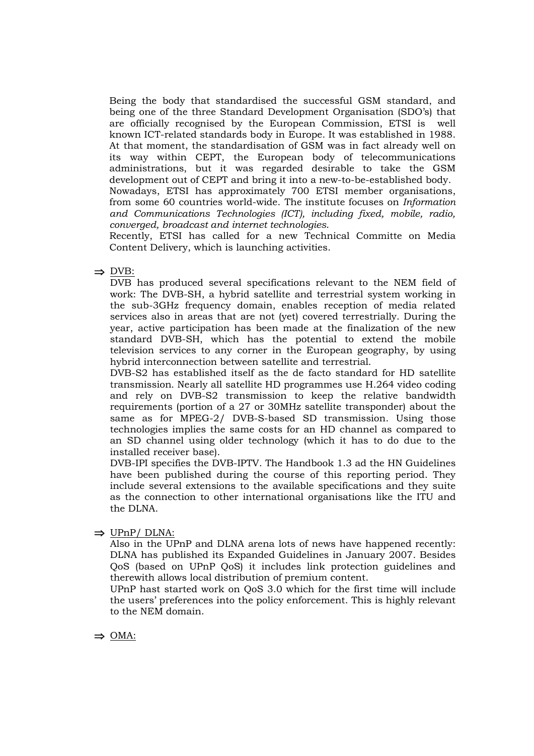Being the body that standardised the successful GSM standard, and being one of the three Standard Development Organisation (SDO's) that are officially recognised by the European Commission, ETSI is well known ICT-related standards body in Europe. It was established in 1988. At that moment, the standardisation of GSM was in fact already well on its way within CEPT, the European body of telecommunications administrations, but it was regarded desirable to take the GSM development out of CEPT and bring it into a new-to-be-established body. Nowadays, ETSI has approximately 700 ETSI member organisations, from some 60 countries world-wide. The institute focuses on *Information and Communications Technologies (ICT), including fixed, mobile, radio, converged, broadcast and internet technologies*.
Recently, ETSI has called for a new Technical Committe on Media Content Delivery, which is launching activities.

⇒ <u>DVB:</u>
DVB has produced several specifications relevant to the NEM field of work: The DVB-SH, a hybrid satellite and terrestrial system working in the sub-3GHz frequency domain, enables reception of media related services also in areas that are not (yet) covered terrestrially. During the year, active participation has been made at the finalization of the new standard DVB-SH, which has the potential to extend the mobile television services to any corner in the European geography, by using hybrid interconnection between satellite and terrestrial.
DVB-S2 has established itself as the de facto standard for HD satellite transmission. Nearly all satellite HD programmes use H.264 video coding and rely on DVB-S2 transmission to keep the relative bandwidth requirements (portion of a 27 or 30MHz satellite transponder) about the same as for MPEG-2/ DVB-S-based SD transmission. Using those technologies implies the same costs for an HD channel as compared to an SD channel using older technology (which it has to do due to the installed receiver base).
DVB-IPI specifies the DVB-IPTV. The Handbook 1.3 ad the HN Guidelines have been published during the course of this reporting period. They include several extensions to the available specifications and they suite as the connection to other international organisations like the ITU and the DLNA.

⇒ <u>UPnP/ DLNA:</u>
Also in the UPnP and DLNA arena lots of news have happened recently: DLNA has published its Expanded Guidelines in January 2007. Besides QoS (based on UPnP QoS) it includes link protection guidelines and therewith allows local distribution of premium content.
UPnP hast started work on QoS 3.0 which for the first time will include the users' preferences into the policy enforcement. This is highly relevant to the NEM domain.

⇒ <u>OMA:</u>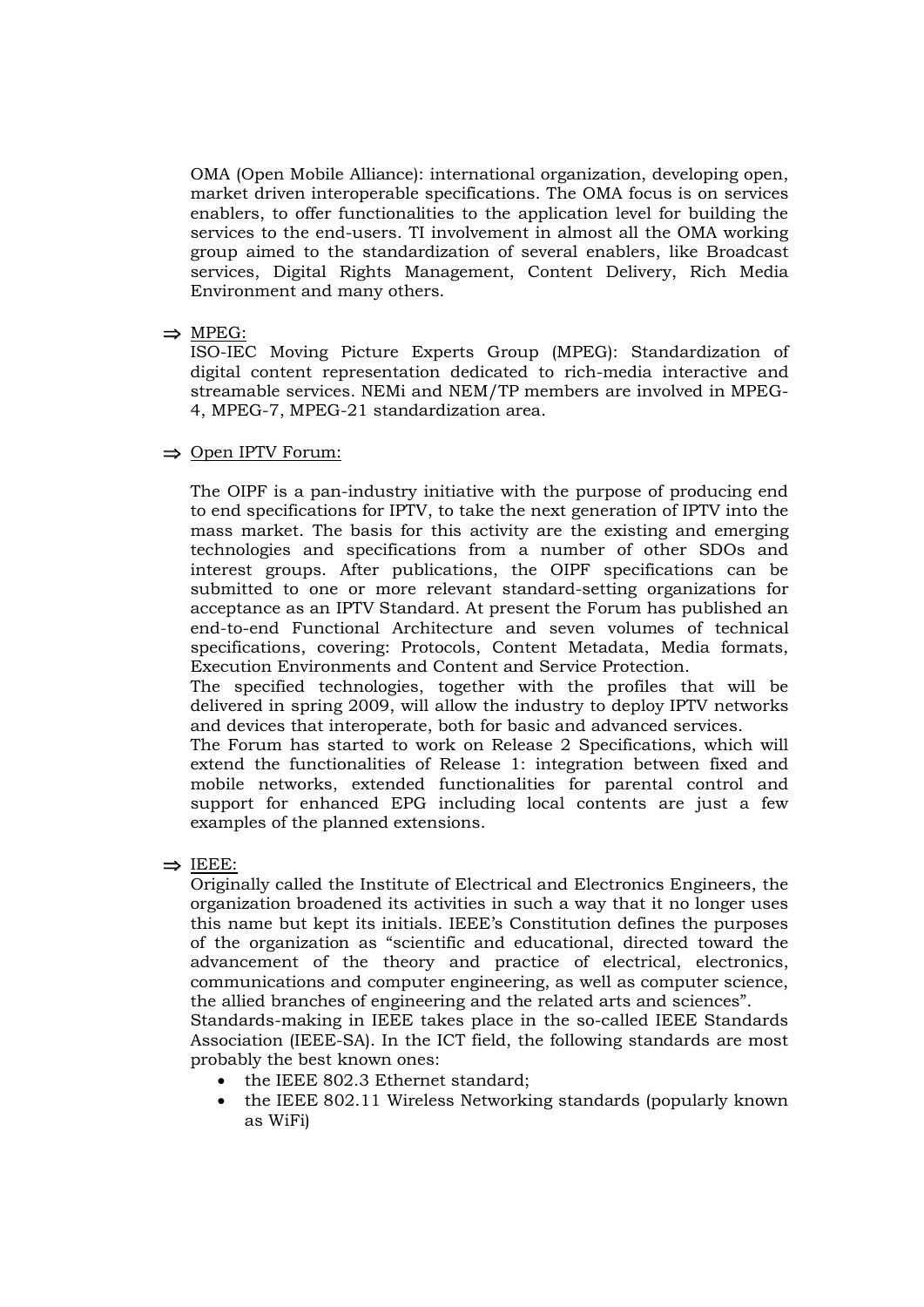OMA (Open Mobile Alliance): international organization, developing open, market driven interoperable specifications. The OMA focus is on services enablers, to offer functionalities to the application level for building the services to the end-users. TI involvement in almost all the OMA working group aimed to the standardization of several enablers, like Broadcast services, Digital Rights Management, Content Delivery, Rich Media Environment and many others.

⇒ MPEG:

ISO-IEC Moving Picture Experts Group (MPEG): Standardization of digital content representation dedicated to rich-media interactive and streamable services. NEMi and NEM/TP members are involved in MPEG-4, MPEG-7, MPEG-21 standardization area.

⇒ Open IPTV Forum:

The OIPF is a pan-industry initiative with the purpose of producing end to end specifications for IPTV, to take the next generation of IPTV into the mass market. The basis for this activity are the existing and emerging technologies and specifications from a number of other SDOs and interest groups. After publications, the OIPF specifications can be submitted to one or more relevant standard-setting organizations for acceptance as an IPTV Standard. At present the Forum has published an end-to-end Functional Architecture and seven volumes of technical specifications, covering: Protocols, Content Metadata, Media formats, Execution Environments and Content and Service Protection.

The specified technologies, together with the profiles that will be delivered in spring 2009, will allow the industry to deploy IPTV networks and devices that interoperate, both for basic and advanced services.

The Forum has started to work on Release 2 Specifications, which will extend the functionalities of Release 1: integration between fixed and mobile networks, extended functionalities for parental control and support for enhanced EPG including local contents are just a few examples of the planned extensions.

⇒ IEEE:

Originally called the Institute of Electrical and Electronics Engineers, the organization broadened its activities in such a way that it no longer uses this name but kept its initials. IEEE's Constitution defines the purposes of the organization as "scientific and educational, directed toward the advancement of the theory and practice of electrical, electronics, communications and computer engineering, as well as computer science, the allied branches of engineering and the related arts and sciences".

Standards-making in IEEE takes place in the so-called IEEE Standards Association (IEEE-SA). In the ICT field, the following standards are most probably the best known ones:

- the IEEE 802.3 Ethernet standard;
- the IEEE 802.11 Wireless Networking standards (popularly known as WiFi)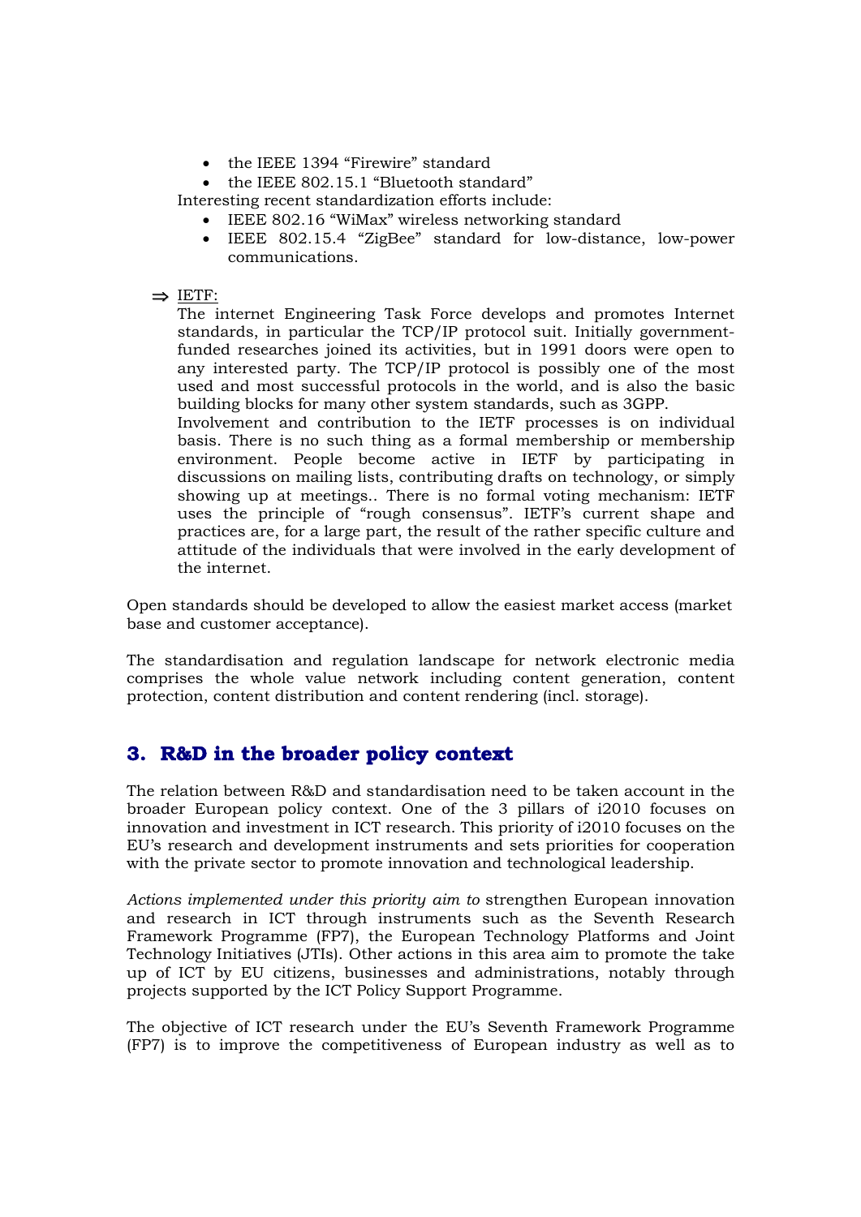- the IEEE 1394 “Firewire” standard
- the IEEE 802.15.1 “Bluetooth standard”

Interesting recent standardization efforts include:

- IEEE 802.16 “WiMax” wireless networking standard
- IEEE 802.15.4 “ZigBee” standard for low-distance, low-power communications.

⇒ IETF:

The internet Engineering Task Force develops and promotes Internet standards, in particular the TCP/IP protocol suit. Initially government-funded researches joined its activities, but in 1991 doors were open to any interested party. The TCP/IP protocol is possibly one of the most used and most successful protocols in the world, and is also the basic building blocks for many other system standards, such as 3GPP.

Involvement and contribution to the IETF processes is on individual basis. There is no such thing as a formal membership or membership environment. People become active in IETF by participating in discussions on mailing lists, contributing drafts on technology, or simply showing up at meetings.. There is no formal voting mechanism: IETF uses the principle of “rough consensus”. IETF’s current shape and practices are, for a large part, the result of the rather specific culture and attitude of the individuals that were involved in the early development of the internet.

Open standards should be developed to allow the easiest market access (market base and customer acceptance).

The standardisation and regulation landscape for network electronic media comprises the whole value network including content generation, content protection, content distribution and content rendering (incl. storage).

## 3. R&D in the broader policy context

The relation between R&D and standardisation need to be taken account in the broader European policy context. One of the 3 pillars of i2010 focuses on innovation and investment in ICT research. This priority of i2010 focuses on the EU’s research and development instruments and sets priorities for cooperation with the private sector to promote innovation and technological leadership.

*Actions implemented under this priority aim to* strengthen European innovation and research in ICT through instruments such as the Seventh Research Framework Programme (FP7), the European Technology Platforms and Joint Technology Initiatives (JTIs). Other actions in this area aim to promote the take up of ICT by EU citizens, businesses and administrations, notably through projects supported by the ICT Policy Support Programme.

The objective of ICT research under the EU’s Seventh Framework Programme (FP7) is to improve the competitiveness of European industry as well as to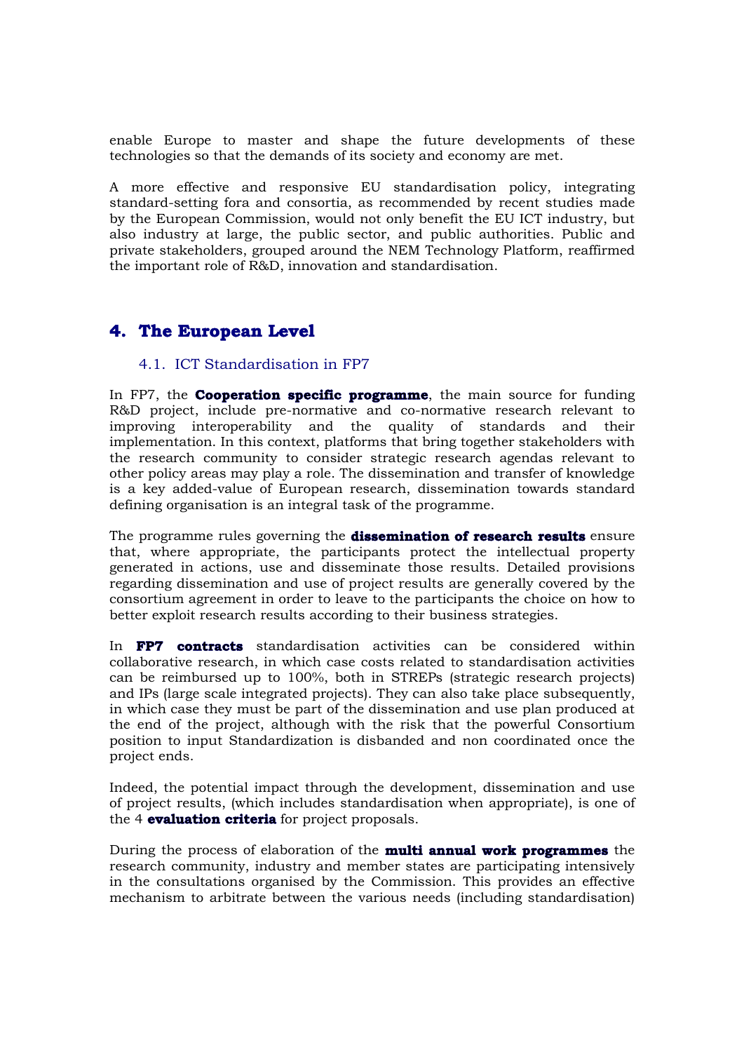enable Europe to master and shape the future developments of these technologies so that the demands of its society and economy are met.

A more effective and responsive EU standardisation policy, integrating standard-setting fora and consortia, as recommended by recent studies made by the European Commission, would not only benefit the EU ICT industry, but also industry at large, the public sector, and public authorities. Public and private stakeholders, grouped around the NEM Technology Platform, reaffirmed the important role of R&D, innovation and standardisation.

# 4. The European Level

## 4.1. ICT Standardisation in FP7

In FP7, the **Cooperation specific programme**, the main source for funding R&D project, include pre-normative and co-normative research relevant to improving interoperability and the quality of standards and their implementation. In this context, platforms that bring together stakeholders with the research community to consider strategic research agendas relevant to other policy areas may play a role. The dissemination and transfer of knowledge is a key added-value of European research, dissemination towards standard defining organisation is an integral task of the programme.

The programme rules governing the **dissemination of research results** ensure that, where appropriate, the participants protect the intellectual property generated in actions, use and disseminate those results. Detailed provisions regarding dissemination and use of project results are generally covered by the consortium agreement in order to leave to the participants the choice on how to better exploit research results according to their business strategies.

In **FP7 contracts** standardisation activities can be considered within collaborative research, in which case costs related to standardisation activities can be reimbursed up to 100%, both in STREPs (strategic research projects) and IPs (large scale integrated projects). They can also take place subsequently, in which case they must be part of the dissemination and use plan produced at the end of the project, although with the risk that the powerful Consortium position to input Standardization is disbanded and non coordinated once the project ends.

Indeed, the potential impact through the development, dissemination and use of project results, (which includes standardisation when appropriate), is one of the 4 **evaluation criteria** for project proposals.

During the process of elaboration of the **multi annual work programmes** the research community, industry and member states are participating intensively in the consultations organised by the Commission. This provides an effective mechanism to arbitrate between the various needs (including standardisation)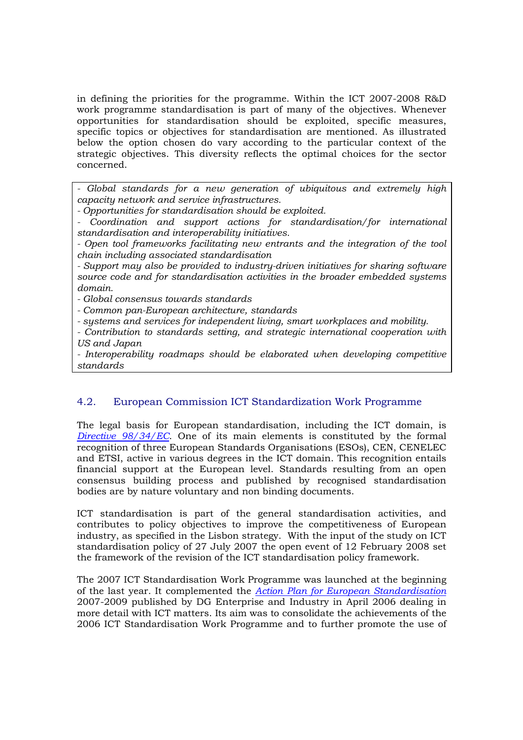in defining the priorities for the programme. Within the ICT 2007-2008 R&D work programme standardisation is part of many of the objectives. Whenever opportunities for standardisation should be exploited, specific measures, specific topics or objectives for standardisation are mentioned. As illustrated below the option chosen do vary according to the particular context of the strategic objectives. This diversity reflects the optimal choices for the sector concerned.

*- Global standards for a new generation of ubiquitous and extremely high capacity network and service infrastructures.*
*- Opportunities for standardisation should be exploited.*
*- Coordination and support actions for standardisation/for international standardisation and interoperability initiatives.*
*- Open tool frameworks facilitating new entrants and the integration of the tool chain including associated standardisation*
*- Support may also be provided to industry-driven initiatives for sharing software source code and for standardisation activities in the broader embedded systems domain.*
*- Global consensus towards standards*
*- Common pan-European architecture, standards*
*- systems and services for independent living, smart workplaces and mobility.*
*- Contribution to standards setting, and strategic international cooperation with US and Japan*
*- Interoperability roadmaps should be elaborated when developing competitive standards*

## 4.2. European Commission ICT Standardization Work Programme

The legal basis for European standardisation, including the ICT domain, is *Directive 98/34/EC*. One of its main elements is constituted by the formal recognition of three European Standards Organisations (ESOs), CEN, CENELEC and ETSI, active in various degrees in the ICT domain. This recognition entails financial support at the European level. Standards resulting from an open consensus building process and published by recognised standardisation bodies are by nature voluntary and non binding documents.

ICT standardisation is part of the general standardisation activities, and contributes to policy objectives to improve the competitiveness of European industry, as specified in the Lisbon strategy. With the input of the study on ICT standardisation policy of 27 July 2007 the open event of 12 February 2008 set the framework of the revision of the ICT standardisation policy framework.

The 2007 ICT Standardisation Work Programme was launched at the beginning of the last year. It complemented the *Action Plan for European Standardisation* 2007-2009 published by DG Enterprise and Industry in April 2006 dealing in more detail with ICT matters. Its aim was to consolidate the achievements of the 2006 ICT Standardisation Work Programme and to further promote the use of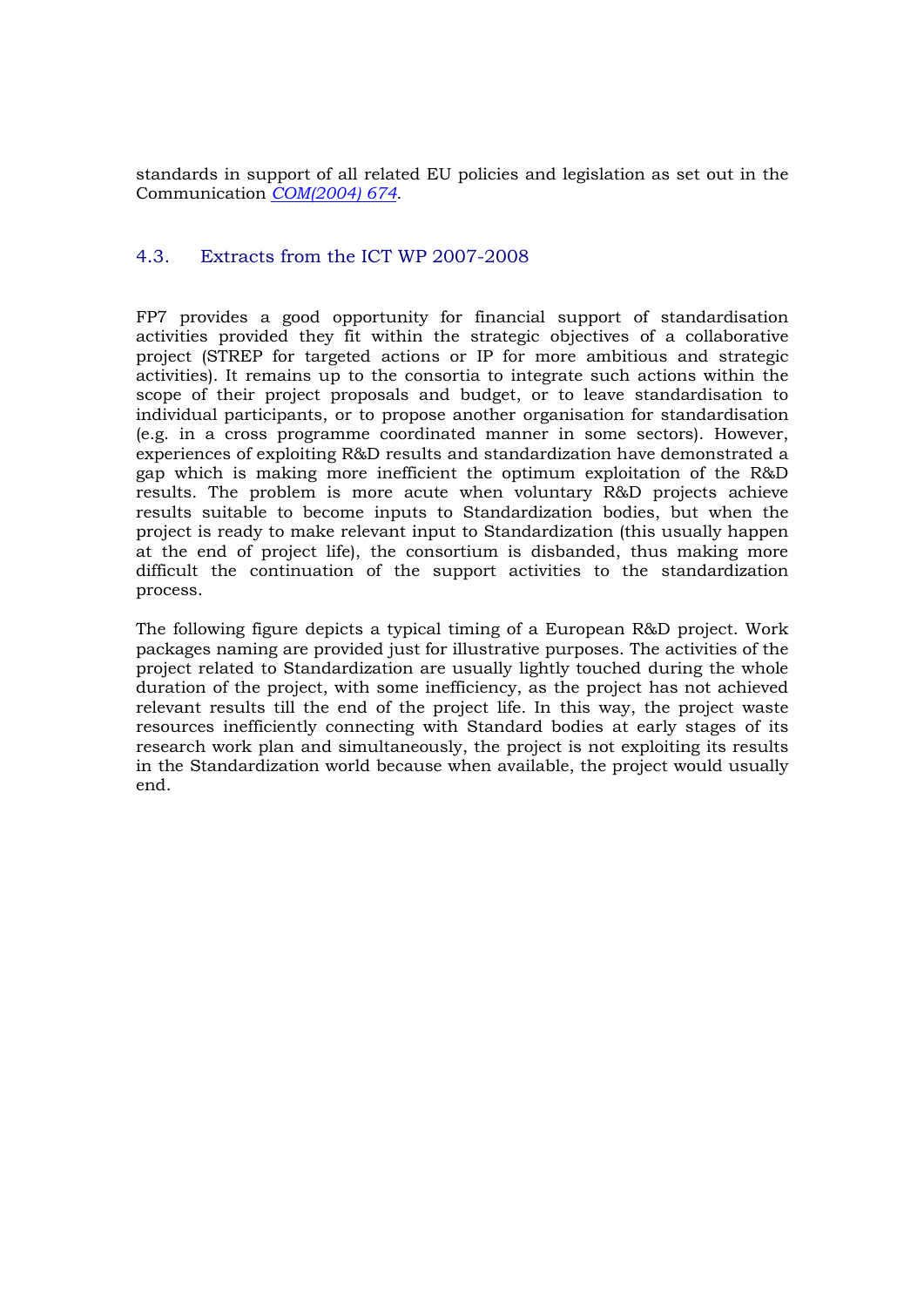standards in support of all related EU policies and legislation as set out in the Communication *COM(2004) 674*.

## 4.3. Extracts from the ICT WP 2007-2008

FP7 provides a good opportunity for financial support of standardisation activities provided they fit within the strategic objectives of a collaborative project (STREP for targeted actions or IP for more ambitious and strategic activities). It remains up to the consortia to integrate such actions within the scope of their project proposals and budget, or to leave standardisation to individual participants, or to propose another organisation for standardisation (e.g. in a cross programme coordinated manner in some sectors). However, experiences of exploiting R&D results and standardization have demonstrated a gap which is making more inefficient the optimum exploitation of the R&D results. The problem is more acute when voluntary R&D projects achieve results suitable to become inputs to Standardization bodies, but when the project is ready to make relevant input to Standardization (this usually happen at the end of project life), the consortium is disbanded, thus making more difficult the continuation of the support activities to the standardization process.

The following figure depicts a typical timing of a European R&D project. Work packages naming are provided just for illustrative purposes. The activities of the project related to Standardization are usually lightly touched during the whole duration of the project, with some inefficiency, as the project has not achieved relevant results till the end of the project life. In this way, the project waste resources inefficiently connecting with Standard bodies at early stages of its research work plan and simultaneously, the project is not exploiting its results in the Standardization world because when available, the project would usually end.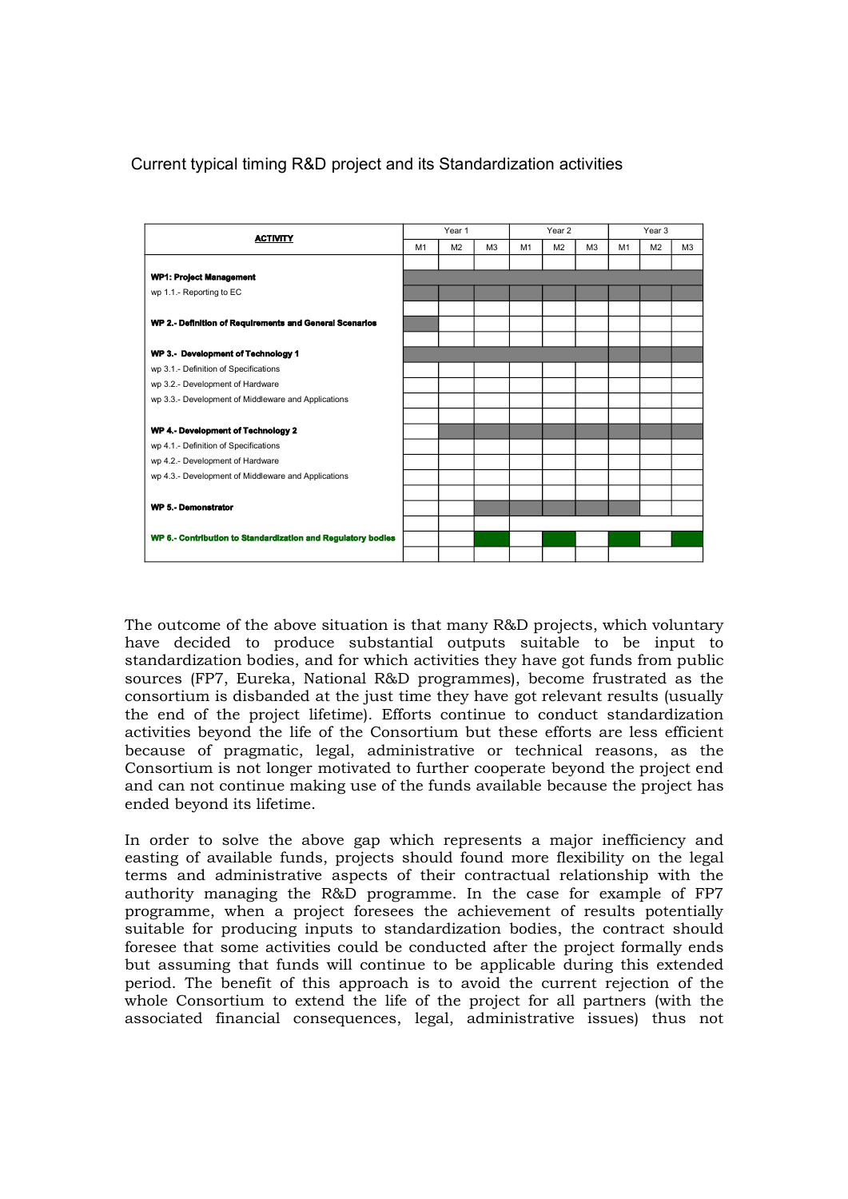Current typical timing R&D project and its Standardization activities

| **ACTIVITY** | Year 1 | | | Year 2 | | | Year 3 | | |
|---|---|---|---|---|---|---|---|---|---|
| | M1 | M2 | M3 | M1 | M2 | M3 | M1 | M2 | M3 |
| **WP1: Project Management** | ■ | ■ | ■ | ■ | ■ | ■ | ■ | ■ | ■ |
| wp 1.1.- Reporting to EC | ■ | ■ | ■ | ■ | ■ | ■ | ■ | ■ | ■ |
| **WP 2.- Definition of Requirements and General Scenarios** | ■ | | | | | | | | |
| **WP 3.- Development of Technology 1** | ■ | ■ | ■ | ■ | ■ | ■ | ■ | ■ | ■ |
| wp 3.1.- Definition of Specifications | | | | | | | | | |
| wp 3.2.- Development of Hardware | | | | | | | | | |
| wp 3.3.- Development of Middleware and Applications | | | | | | | | | |
| **WP 4.- Development of Technology 2** | | ■ | ■ | ■ | ■ | ■ | ■ | ■ | ■ |
| wp 4.1.- Definition of Specifications | | | | | | | | | |
| wp 4.2.- Development of Hardware | | | | | | | | | |
| wp 4.3.- Development of Middleware and Applications | | | | | | | | | |
| **WP 5.- Demonstrator** | | | ■ | ■ | ■ | ■ | ■ | | |
| **WP 6.- Contribution to Standardization and Regulatory bodies** | | | ■ | | ■ | | ■ | | ■ |

The outcome of the above situation is that many R&D projects, which voluntary have decided to produce substantial outputs suitable to be input to standardization bodies, and for which activities they have got funds from public sources (FP7, Eureka, National R&D programmes), become frustrated as the consortium is disbanded at the just time they have got relevant results (usually the end of the project lifetime). Efforts continue to conduct standardization activities beyond the life of the Consortium but these efforts are less efficient because of pragmatic, legal, administrative or technical reasons, as the Consortium is not longer motivated to further cooperate beyond the project end and can not continue making use of the funds available because the project has ended beyond its lifetime.

In order to solve the above gap which represents a major inefficiency and easting of available funds, projects should found more flexibility on the legal terms and administrative aspects of their contractual relationship with the authority managing the R&D programme. In the case for example of FP7 programme, when a project foresees the achievement of results potentially suitable for producing inputs to standardization bodies, the contract should foresee that some activities could be conducted after the project formally ends but assuming that funds will continue to be applicable during this extended period. The benefit of this approach is to avoid the current rejection of the whole Consortium to extend the life of the project for all partners (with the associated financial consequences, legal, administrative issues) thus not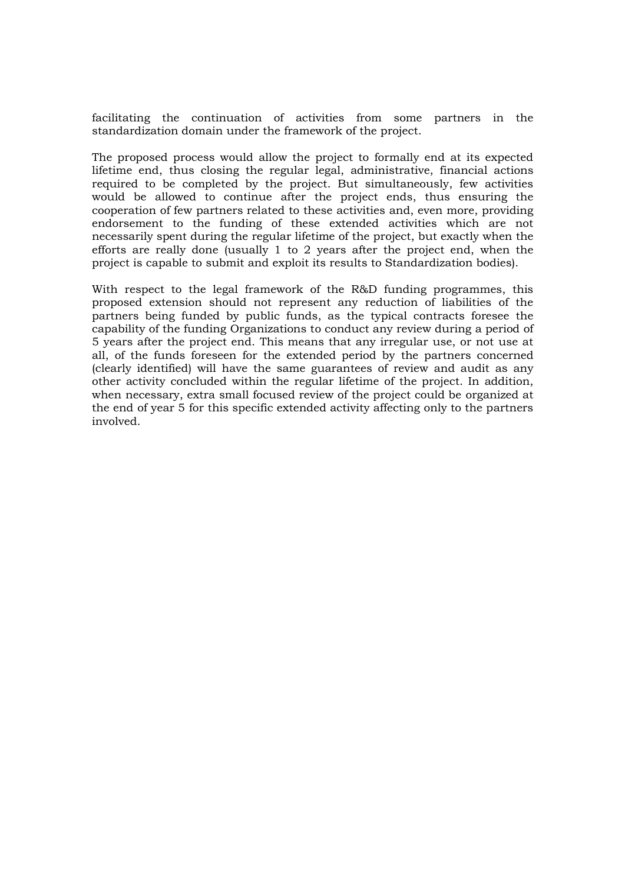facilitating the continuation of activities from some partners in the standardization domain under the framework of the project.

The proposed process would allow the project to formally end at its expected lifetime end, thus closing the regular legal, administrative, financial actions required to be completed by the project. But simultaneously, few activities would be allowed to continue after the project ends, thus ensuring the cooperation of few partners related to these activities and, even more, providing endorsement to the funding of these extended activities which are not necessarily spent during the regular lifetime of the project, but exactly when the efforts are really done (usually 1 to 2 years after the project end, when the project is capable to submit and exploit its results to Standardization bodies).

With respect to the legal framework of the R&D funding programmes, this proposed extension should not represent any reduction of liabilities of the partners being funded by public funds, as the typical contracts foresee the capability of the funding Organizations to conduct any review during a period of 5 years after the project end. This means that any irregular use, or not use at all, of the funds foreseen for the extended period by the partners concerned (clearly identified) will have the same guarantees of review and audit as any other activity concluded within the regular lifetime of the project. In addition, when necessary, extra small focused review of the project could be organized at the end of year 5 for this specific extended activity affecting only to the partners involved.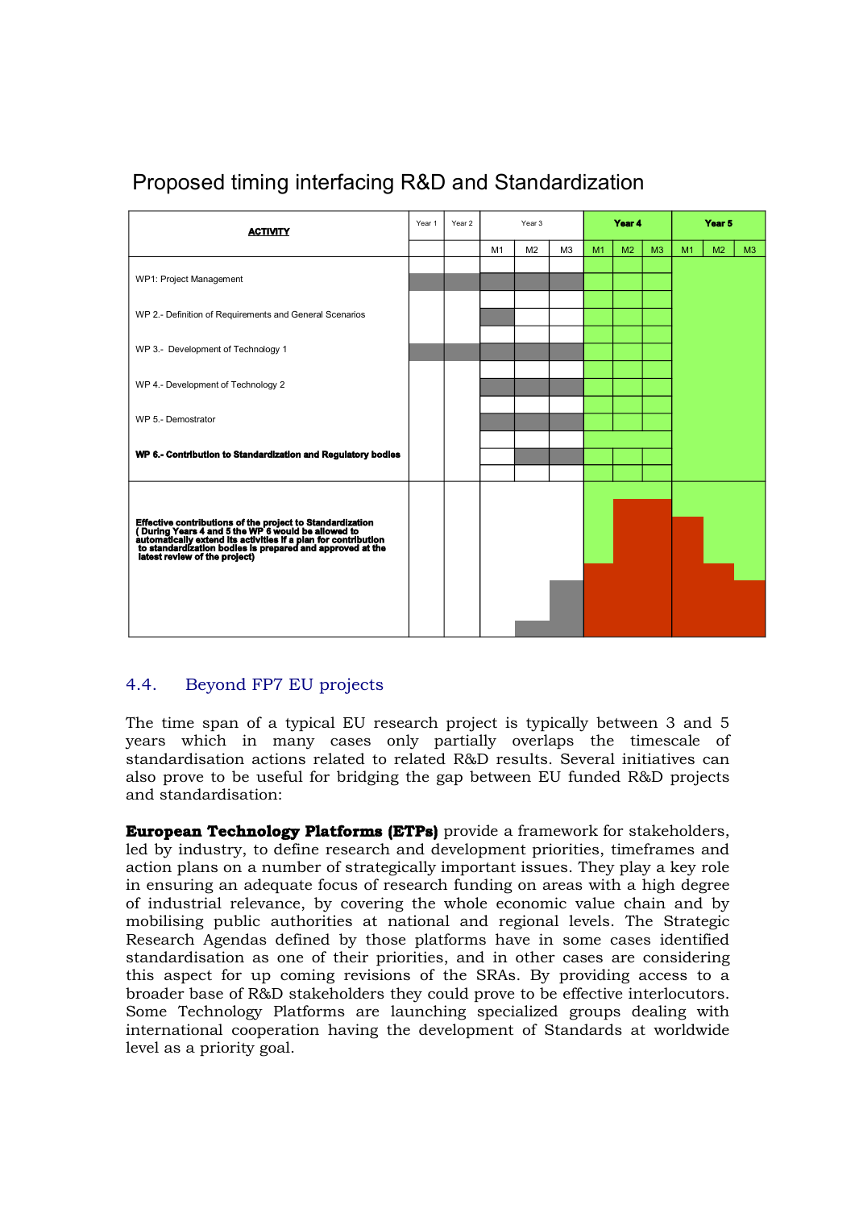Proposed timing interfacing R&D and Standardization

| ACTIVITY | Year 1 | Year 2 | Year 3 | | | Year 4 | | | Year 5 | | |
|---|---|---|---|---|---|---|---|---|---|---|---|
| | | | M1 | M2 | M3 | M1 | M2 | M3 | M1 | M2 | M3 |
| WP1: Project Management | | | | | | | | | | | |
| WP 2.- Definition of Requirements and General Scenarios | | | | | | | | | | | |
| WP 3.- Development of Technology 1 | | | | | | | | | | | |
| WP 4.- Development of Technology 2 | | | | | | | | | | | |
| WP 5.- Demostrator | | | | | | | | | | | |
| **WP 6.- Contribution to Standardization and Regulatory bodies** | | | | | | | | | | | |
| **Effective contributions of the project to Standardization ( During Years 4 and 5 the WP 6 would be allowed to automatically extend its activities if a plan for contribution to standardization bodies is prepared and approved at the latest review of the project)** | | | | | | | | | | | |

## 4.4. Beyond FP7 EU projects

The time span of a typical EU research project is typically between 3 and 5 years which in many cases only partially overlaps the timescale of standardisation actions related to related R&D results. Several initiatives can also prove to be useful for bridging the gap between EU funded R&D projects and standardisation:

**European Technology Platforms (ETPs)** provide a framework for stakeholders, led by industry, to define research and development priorities, timeframes and action plans on a number of strategically important issues. They play a key role in ensuring an adequate focus of research funding on areas with a high degree of industrial relevance, by covering the whole economic value chain and by mobilising public authorities at national and regional levels. The Strategic Research Agendas defined by those platforms have in some cases identified standardisation as one of their priorities, and in other cases are considering this aspect for up coming revisions of the SRAs. By providing access to a broader base of R&D stakeholders they could prove to be effective interlocutors. Some Technology Platforms are launching specialized groups dealing with international cooperation having the development of Standards at worldwide level as a priority goal.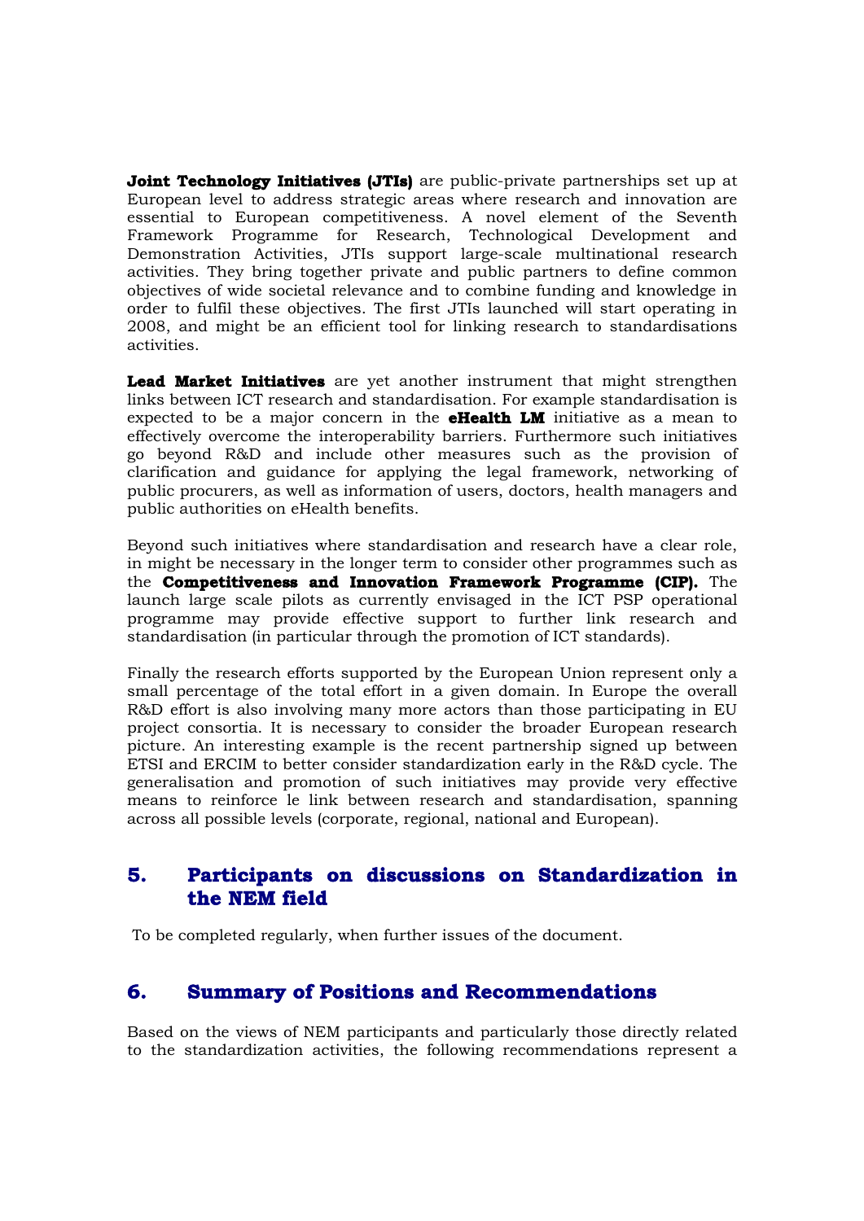**Joint Technology Initiatives (JTIs)** are public-private partnerships set up at European level to address strategic areas where research and innovation are essential to European competitiveness. A novel element of the Seventh Framework Programme for Research, Technological Development and Demonstration Activities, JTIs support large-scale multinational research activities. They bring together private and public partners to define common objectives of wide societal relevance and to combine funding and knowledge in order to fulfil these objectives. The first JTIs launched will start operating in 2008, and might be an efficient tool for linking research to standardisations activities.

**Lead Market Initiatives** are yet another instrument that might strengthen links between ICT research and standardisation. For example standardisation is expected to be a major concern in the **eHealth LM** initiative as a mean to effectively overcome the interoperability barriers. Furthermore such initiatives go beyond R&D and include other measures such as the provision of clarification and guidance for applying the legal framework, networking of public procurers, as well as information of users, doctors, health managers and public authorities on eHealth benefits.

Beyond such initiatives where standardisation and research have a clear role, in might be necessary in the longer term to consider other programmes such as the **Competitiveness and Innovation Framework Programme (CIP).** The launch large scale pilots as currently envisaged in the ICT PSP operational programme may provide effective support to further link research and standardisation (in particular through the promotion of ICT standards).

Finally the research efforts supported by the European Union represent only a small percentage of the total effort in a given domain. In Europe the overall R&D effort is also involving many more actors than those participating in EU project consortia. It is necessary to consider the broader European research picture. An interesting example is the recent partnership signed up between ETSI and ERCIM to better consider standardization early in the R&D cycle. The generalisation and promotion of such initiatives may provide very effective means to reinforce le link between research and standardisation, spanning across all possible levels (corporate, regional, national and European).

## 5. Participants on discussions on Standardization in the NEM field

To be completed regularly, when further issues of the document.

## 6. Summary of Positions and Recommendations

Based on the views of NEM participants and particularly those directly related to the standardization activities, the following recommendations represent a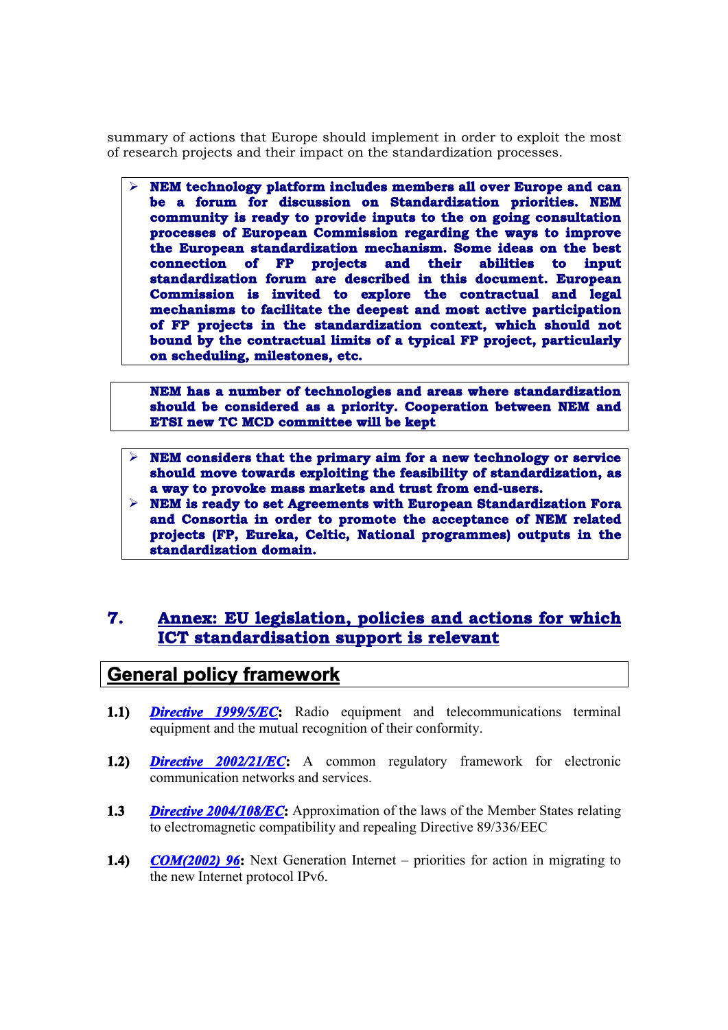summary of actions that Europe should implement in order to exploit the most of research projects and their impact on the standardization processes.

- **NEM technology platform includes members all over Europe and can be a forum for discussion on Standardization priorities. NEM community is ready to provide inputs to the on going consultation processes of European Commission regarding the ways to improve the European standardization mechanism. Some ideas on the best connection of FP projects and their abilities to input standardization forum are described in this document. European Commission is invited to explore the contractual and legal mechanisms to facilitate the deepest and most active participation of FP projects in the standardization context, which should not bound by the contractual limits of a typical FP project, particularly on scheduling, milestones, etc.**

**NEM has a number of technologies and areas where standardization should be considered as a priority. Cooperation between NEM and ETSI new TC MCD committee will be kept**

- **NEM considers that the primary aim for a new technology or service should move towards exploiting the feasibility of standardization, as a way to provoke mass markets and trust from end-users.**
- **NEM is ready to set Agreements with European Standardization Fora and Consortia in order to promote the acceptance of NEM related projects (FP, Eureka, Celtic, National programmes) outputs in the standardization domain.**

# 7. Annex: EU legislation, policies and actions for which ICT standardisation support is relevant

## General policy framework

**1.1)** ***Directive 1999/5/EC*****:** Radio equipment and telecommunications terminal equipment and the mutual recognition of their conformity.

**1.2)** ***Directive 2002/21/EC*****:** A common regulatory framework for electronic communication networks and services.

**1.3** ***Directive 2004/108/EC*****:** Approximation of the laws of the Member States relating to electromagnetic compatibility and repealing Directive 89/336/EEC

**1.4)** ***COM(2002) 96*****:** Next Generation Internet – priorities for action in migrating to the new Internet protocol IPv6.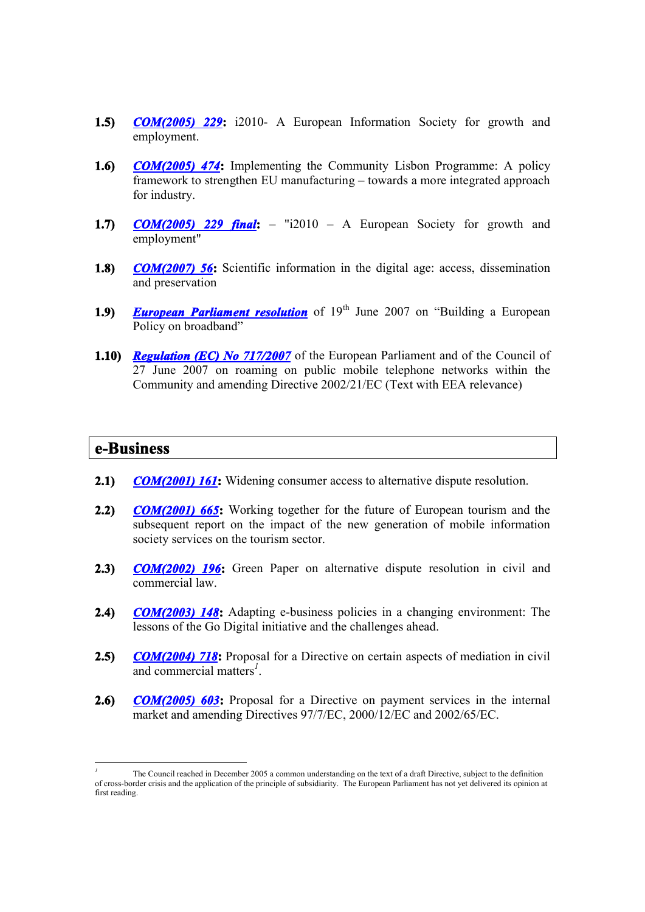**1.5)** ***COM(2005) 229***: i2010- A European Information Society for growth and employment.

**1.6)** ***COM(2005) 474***: Implementing the Community Lisbon Programme: A policy framework to strengthen EU manufacturing – towards a more integrated approach for industry.

**1.7)** ***COM(2005) 229 final***: – "i2010 – A European Society for growth and employment"

**1.8)** ***COM(2007) 56***: Scientific information in the digital age: access, dissemination and preservation

**1.9)** ***European Parliament resolution*** of 19th June 2007 on "Building a European Policy on broadband"

**1.10)** ***Regulation (EC) No 717/2007*** of the European Parliament and of the Council of 27 June 2007 on roaming on public mobile telephone networks within the Community and amending Directive 2002/21/EC (Text with EEA relevance)

## e-Business

**2.1)** ***COM(2001) 161***: Widening consumer access to alternative dispute resolution.

**2.2)** ***COM(2001) 665***: Working together for the future of European tourism and the subsequent report on the impact of the new generation of mobile information society services on the tourism sector.

**2.3)** ***COM(2002) 196***: Green Paper on alternative dispute resolution in civil and commercial law.

**2.4)** ***COM(2003) 148***: Adapting e-business policies in a changing environment: The lessons of the Go Digital initiative and the challenges ahead.

**2.5)** ***COM(2004) 718***: Proposal for a Directive on certain aspects of mediation in civil and commercial matters[1].

**2.6)** ***COM(2005) 603***: Proposal for a Directive on payment services in the internal market and amending Directives 97/7/EC, 2000/12/EC and 2002/65/EC.

---

[1] The Council reached in December 2005 a common understanding on the text of a draft Directive, subject to the definition of cross-border crisis and the application of the principle of subsidiarity. The European Parliament has not yet delivered its opinion at first reading.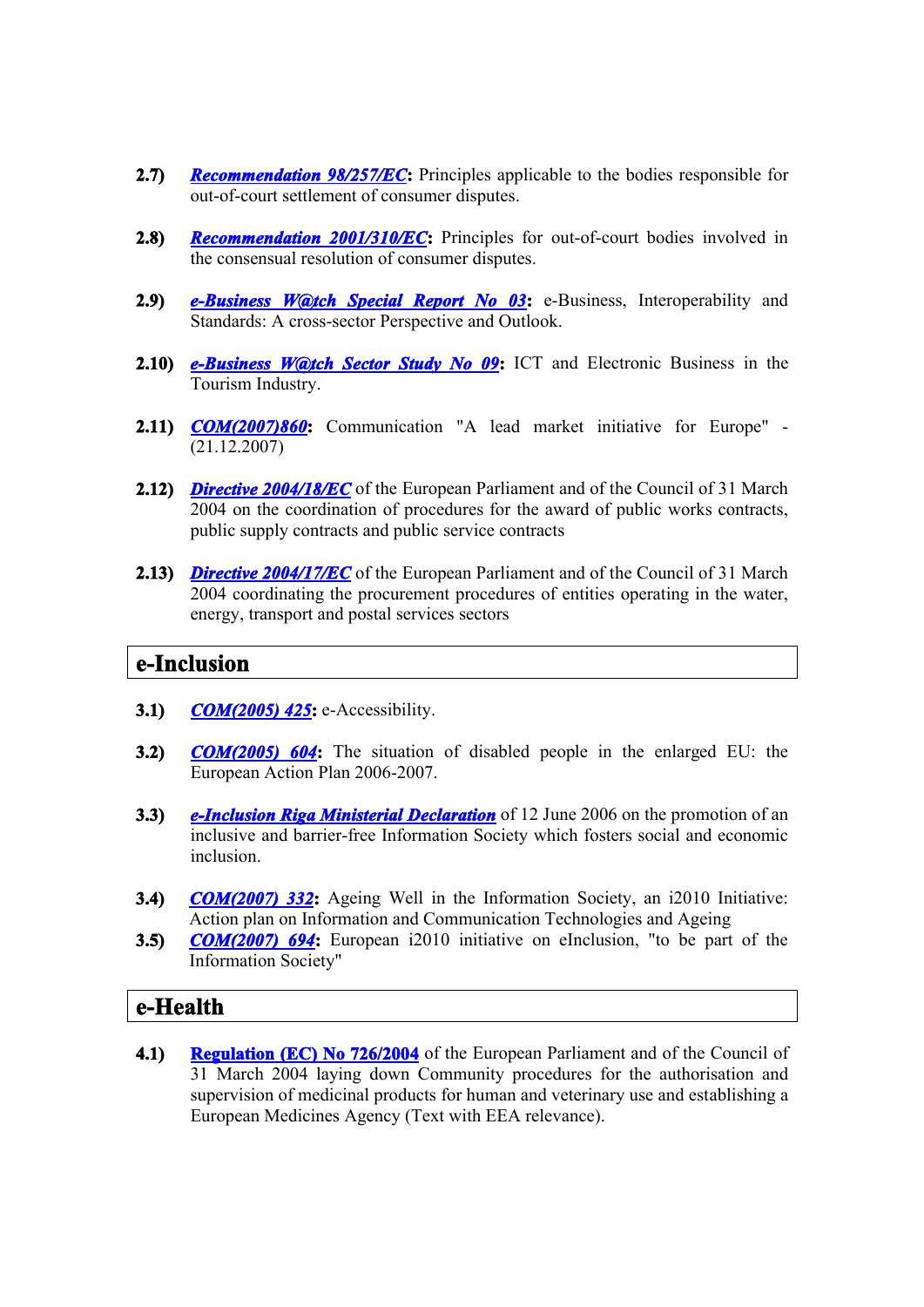**2.7)** ***Recommendation 98/257/EC*****:** Principles applicable to the bodies responsible for out-of-court settlement of consumer disputes.

**2.8)** ***Recommendation 2001/310/EC*****:** Principles for out-of-court bodies involved in the consensual resolution of consumer disputes.

**2.9)** ***e-Business W@tch Special Report No 03*****:** e-Business, Interoperability and Standards: A cross-sector Perspective and Outlook.

**2.10)** ***e-Business W@tch Sector Study No 09*****:** ICT and Electronic Business in the Tourism Industry.

**2.11)** ***COM(2007)860*****:** Communication "A lead market initiative for Europe" - (21.12.2007)

**2.12)** ***Directive 2004/18/EC*** of the European Parliament and of the Council of 31 March 2004 on the coordination of procedures for the award of public works contracts, public supply contracts and public service contracts

**2.13)** ***Directive 2004/17/EC*** of the European Parliament and of the Council of 31 March 2004 coordinating the procurement procedures of entities operating in the water, energy, transport and postal services sectors

## e-Inclusion

**3.1)** ***COM(2005) 425*****:** e-Accessibility.

**3.2)** ***COM(2005) 604*****:** The situation of disabled people in the enlarged EU: the European Action Plan 2006-2007.

**3.3)** ***e-Inclusion Riga Ministerial Declaration*** of 12 June 2006 on the promotion of an inclusive and barrier-free Information Society which fosters social and economic inclusion.

**3.4)** ***COM(2007) 332*****:** Ageing Well in the Information Society, an i2010 Initiative: Action plan on Information and Communication Technologies and Ageing

**3.5)** ***COM(2007) 694*****:** European i2010 initiative on eInclusion, "to be part of the Information Society"

## e-Health

**4.1)** **Regulation (EC) No 726/2004** of the European Parliament and of the Council of 31 March 2004 laying down Community procedures for the authorisation and supervision of medicinal products for human and veterinary use and establishing a European Medicines Agency (Text with EEA relevance).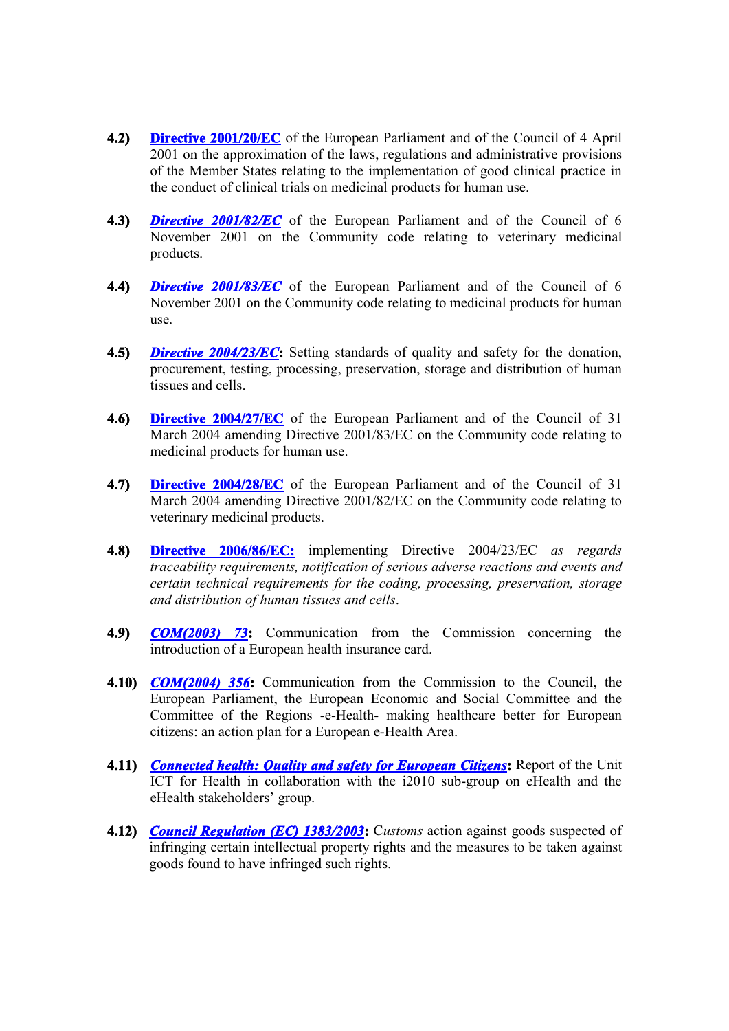**4.2)** **Directive 2001/20/EC** of the European Parliament and of the Council of 4 April 2001 on the approximation of the laws, regulations and administrative provisions of the Member States relating to the implementation of good clinical practice in the conduct of clinical trials on medicinal products for human use.

**4.3)** ***Directive 2001/82/EC*** of the European Parliament and of the Council of 6 November 2001 on the Community code relating to veterinary medicinal products.

**4.4)** ***Directive 2001/83/EC*** of the European Parliament and of the Council of 6 November 2001 on the Community code relating to medicinal products for human use.

**4.5)** ***Directive 2004/23/EC*****:** Setting standards of quality and safety for the donation, procurement, testing, processing, preservation, storage and distribution of human tissues and cells.

**4.6)** **Directive 2004/27/EC** of the European Parliament and of the Council of 31 March 2004 amending Directive 2001/83/EC on the Community code relating to medicinal products for human use.

**4.7)** **Directive 2004/28/EC** of the European Parliament and of the Council of 31 March 2004 amending Directive 2001/82/EC on the Community code relating to veterinary medicinal products.

**4.8)** **Directive 2006/86/EC:** implementing Directive 2004/23/EC *as regards traceability requirements, notification of serious adverse reactions and events and certain technical requirements for the coding, processing, preservation, storage and distribution of human tissues and cells*.

**4.9)** ***COM(2003) 73*****:** Communication from the Commission concerning the introduction of a European health insurance card.

**4.10)** ***COM(2004) 356*****:** Communication from the Commission to the Council, the European Parliament, the European Economic and Social Committee and the Committee of the Regions -e-Health- making healthcare better for European citizens: an action plan for a European e-Health Area.

**4.11)** ***Connected health: Quality and safety for European Citizens*****:** Report of the Unit ICT for Health in collaboration with the i2010 sub-group on eHealth and the eHealth stakeholders' group.

**4.12)** ***Council Regulation (EC) 1383/2003*****:** C*ustoms* action against goods suspected of infringing certain intellectual property rights and the measures to be taken against goods found to have infringed such rights.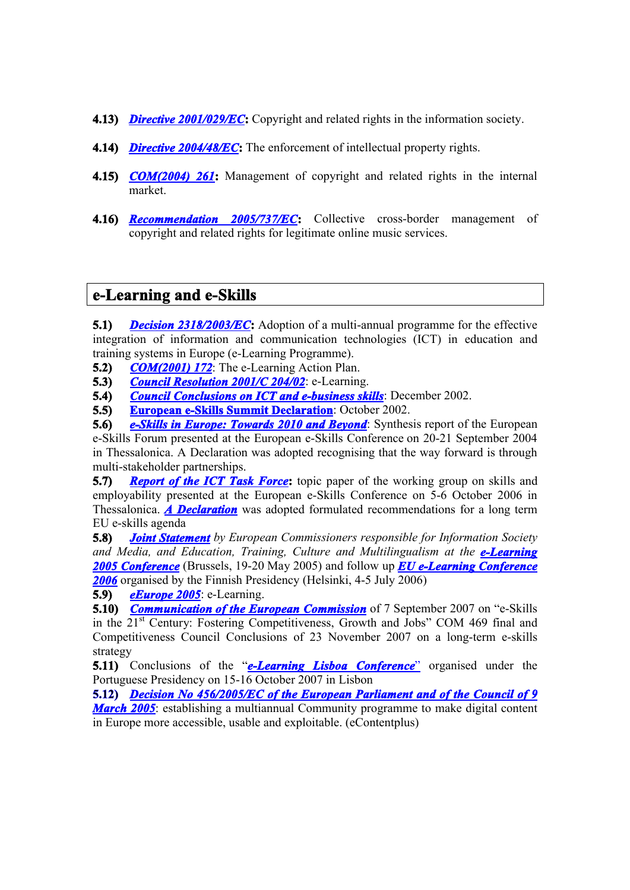**4.13)** ***Directive 2001/029/EC*****:** Copyright and related rights in the information society.

**4.14)** ***Directive 2004/48/EC*****:** The enforcement of intellectual property rights.

**4.15)** ***COM(2004) 261*****:** Management of copyright and related rights in the internal market.

**4.16)** ***Recommendation 2005/737/EC*****:** Collective cross-border management of copyright and related rights for legitimate online music services.

## e-Learning and e-Skills

**5.1)** ***Decision 2318/2003/EC*****:** Adoption of a multi-annual programme for the effective integration of information and communication technologies (ICT) in education and training systems in Europe (e-Learning Programme).

**5.2)** ***COM(2001) 172***: The e-Learning Action Plan.

**5.3)** ***Council Resolution 2001/C 204/02***: e-Learning.

**5.4)** ***Council Conclusions on ICT and e-business skills***: December 2002.

**5.5)** **European e-Skills Summit Declaration**: October 2002.

**5.6)** ***e-Skills in Europe: Towards 2010 and Beyond***: Synthesis report of the European e-Skills Forum presented at the European e-Skills Conference on 20-21 September 2004 in Thessalonica. A Declaration was adopted recognising that the way forward is through multi-stakeholder partnerships.

**5.7)** ***Report of the ICT Task Force*****:** topic paper of the working group on skills and employability presented at the European e-Skills Conference on 5-6 October 2006 in Thessalonica. ***A Declaration*** was adopted formulated recommendations for a long term EU e-skills agenda

**5.8)** ***Joint Statement*** *by European Commissioners responsible for Information Society and Media, and Education, Training, Culture and Multilingualism at the* ***e-Learning 2005 Conference*** (Brussels, 19-20 May 2005) and follow up ***EU e-Learning Conference 2006*** organised by the Finnish Presidency (Helsinki, 4-5 July 2006)

**5.9)** ***eEurope 2005***: e-Learning.

**5.10)** ***Communication of the European Commission*** of 7 September 2007 on "e-Skills in the 21st Century: Fostering Competitiveness, Growth and Jobs" COM 469 final and Competitiveness Council Conclusions of 23 November 2007 on a long-term e-skills strategy

**5.11)** Conclusions of the "***e-Learning Lisboa Conference***" organised under the Portuguese Presidency on 15-16 October 2007 in Lisbon

**5.12)** ***Decision No 456/2005/EC of the European Parliament and of the Council of 9 March 2005***: establishing a multiannual Community programme to make digital content in Europe more accessible, usable and exploitable. (eContentplus)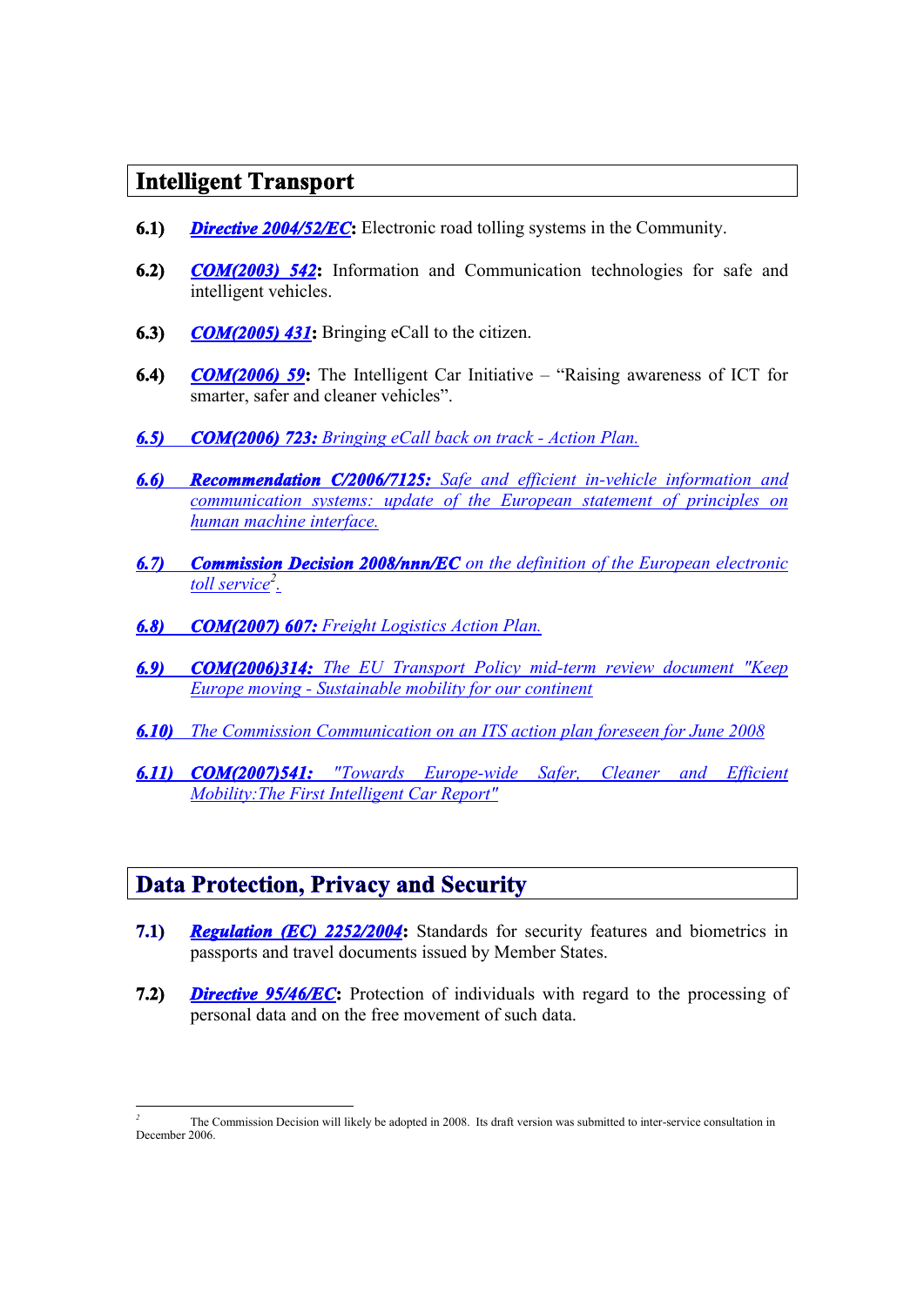## Intelligent Transport

**6.1)** ***Directive 2004/52/EC*****:** Electronic road tolling systems in the Community.

**6.2)** ***COM(2003) 542*****:** Information and Communication technologies for safe and intelligent vehicles.

**6.3)** ***COM(2005) 431*****:** Bringing eCall to the citizen.

**6.4)** ***COM(2006) 59*****:** The Intelligent Car Initiative – "Raising awareness of ICT for smarter, safer and cleaner vehicles".

***6.5)*** ***COM(2006) 723:*** *Bringing eCall back on track - Action Plan.*

***6.6)*** ***Recommendation C/2006/7125:*** *Safe and efficient in-vehicle information and communication systems: update of the European statement of principles on human machine interface.*

***6.7)*** ***Commission Decision 2008/nnn/EC*** *on the definition of the European electronic toll service*[2]*.*

***6.8)*** ***COM(2007) 607:*** *Freight Logistics Action Plan.*

***6.9)*** ***COM(2006)314:*** *The EU Transport Policy mid-term review document "Keep Europe moving - Sustainable mobility for our continent*

***6.10)*** *The Commission Communication on an ITS action plan foreseen for June 2008*

***6.11)*** ***COM(2007)541:*** *"Towards Europe-wide Safer, Cleaner and Efficient Mobility:The First Intelligent Car Report"*

## Data Protection, Privacy and Security

**7.1)** ***Regulation (EC) 2252/2004*****:** Standards for security features and biometrics in passports and travel documents issued by Member States.

**7.2)** ***Directive 95/46/EC*****:** Protection of individuals with regard to the processing of personal data and on the free movement of such data.

---

[2] The Commission Decision will likely be adopted in 2008. Its draft version was submitted to inter-service consultation in December 2006.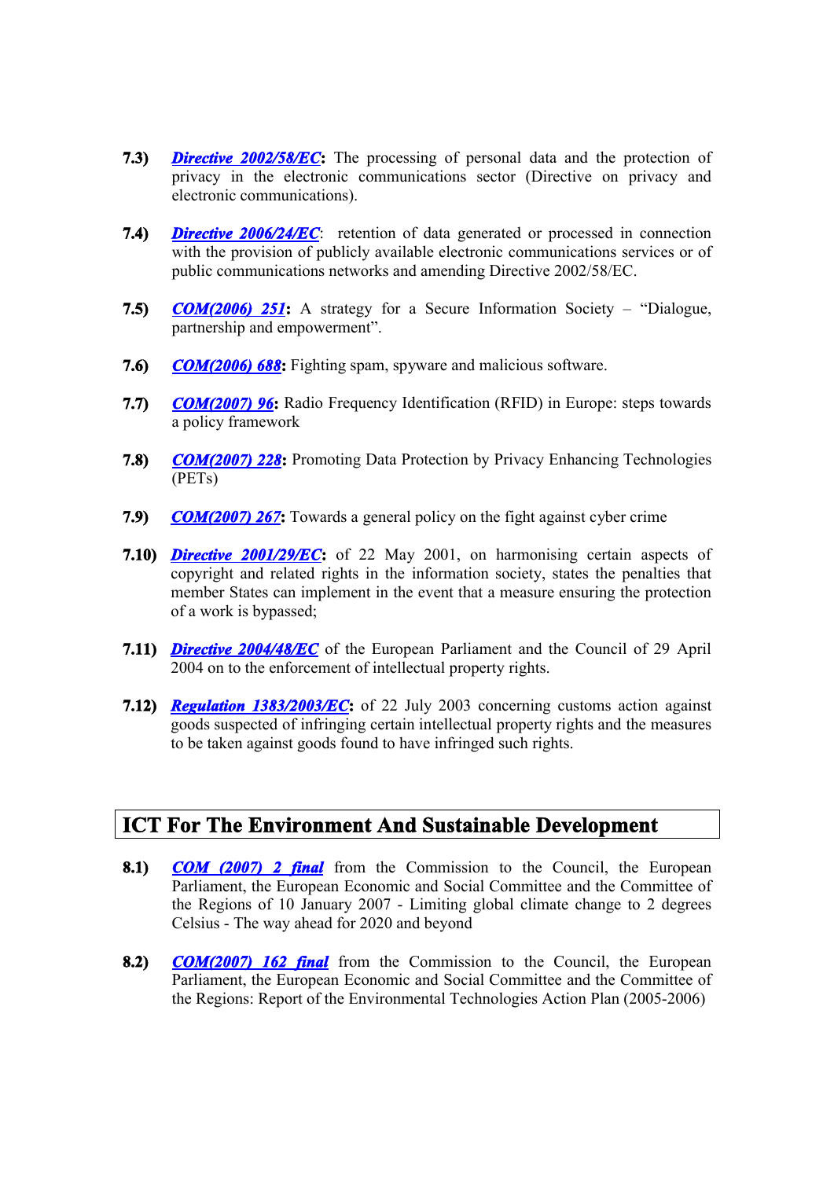**7.3)** ***Directive 2002/58/EC*****:** The processing of personal data and the protection of privacy in the electronic communications sector (Directive on privacy and electronic communications).

**7.4)** ***Directive 2006/24/EC***: retention of data generated or processed in connection with the provision of publicly available electronic communications services or of public communications networks and amending Directive 2002/58/EC.

**7.5)** ***COM(2006) 251*****:** A strategy for a Secure Information Society – "Dialogue, partnership and empowerment".

**7.6)** ***COM(2006) 688*****:** Fighting spam, spyware and malicious software.

**7.7)** ***COM(2007) 96*****:** Radio Frequency Identification (RFID) in Europe: steps towards a policy framework

**7.8)** ***COM(2007) 228*****:** Promoting Data Protection by Privacy Enhancing Technologies (PETs)

**7.9)** ***COM(2007) 267*****:** Towards a general policy on the fight against cyber crime

**7.10)** ***Directive 2001/29/EC*****:** of 22 May 2001, on harmonising certain aspects of copyright and related rights in the information society, states the penalties that member States can implement in the event that a measure ensuring the protection of a work is bypassed;

**7.11)** ***Directive 2004/48/EC*** of the European Parliament and the Council of 29 April 2004 on to the enforcement of intellectual property rights.

**7.12)** ***Regulation 1383/2003/EC*****:** of 22 July 2003 concerning customs action against goods suspected of infringing certain intellectual property rights and the measures to be taken against goods found to have infringed such rights.

## ICT For The Environment And Sustainable Development

**8.1)** ***COM (2007) 2 final*** from the Commission to the Council, the European Parliament, the European Economic and Social Committee and the Committee of the Regions of 10 January 2007 - Limiting global climate change to 2 degrees Celsius - The way ahead for 2020 and beyond

**8.2)** ***COM(2007) 162 final*** from the Commission to the Council, the European Parliament, the European Economic and Social Committee and the Committee of the Regions: Report of the Environmental Technologies Action Plan (2005-2006)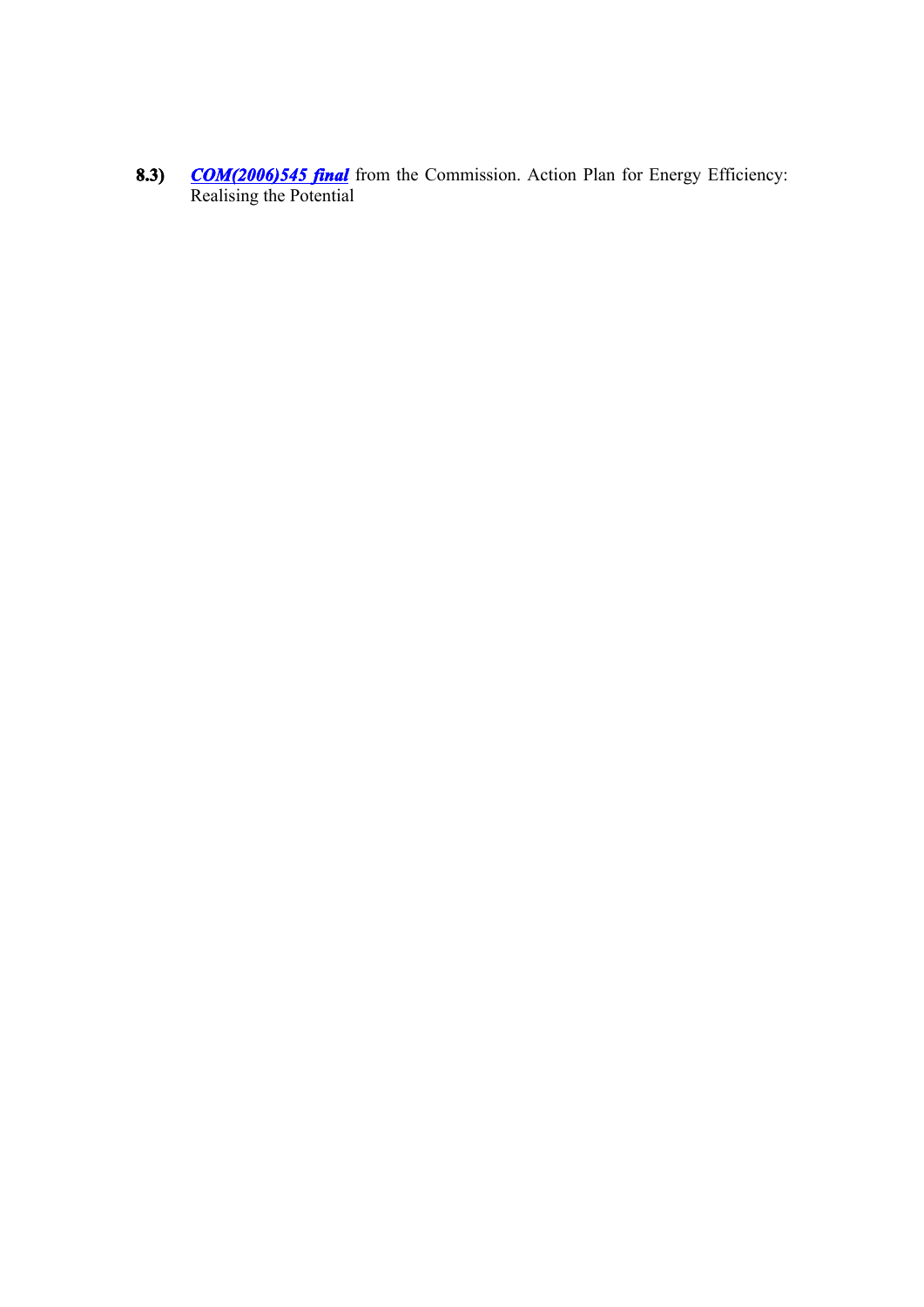**8.3)** ***COM(2006)545 final*** from the Commission. Action Plan for Energy Efficiency: Realising the Potential